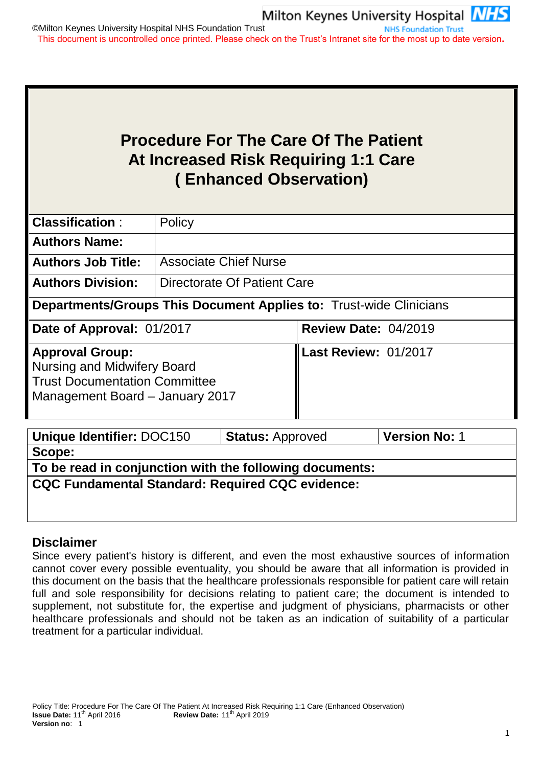# Procedure For The Care Of The Patient At Increased Risk Requiring 1:1 Care ( Enhanced Observation)

| **Classification** : | Policy | | |
|---|---|---|---|
| **Authors Name:** | | | |
| **Authors Job Title:** | Associate Chief Nurse | | |
| **Authors Division:** | Directorate Of Patient Care | | |
| **Departments/Groups This Document Applies to:** Trust-wide Clinicians | | | |
| **Date of Approval:** 01/2017 | | **Review Date:** 04/2019 | |
| **Approval Group:** Nursing and Midwifery Board Trust Documentation Committee Management Board – January 2017 | | **Last Review:** 01/2017 | |

| **Unique Identifier:** DOC150 | **Status:** Approved | **Version No:** 1 |
|---|---|---|
| **Scope:** | | |
| **To be read in conjunction with the following documents:** | | |
| **CQC Fundamental Standard: Required CQC evidence:** | | |

## Disclaimer

Since every patient's history is different, and even the most exhaustive sources of information cannot cover every possible eventuality, you should be aware that all information is provided in this document on the basis that the healthcare professionals responsible for patient care will retain full and sole responsibility for decisions relating to patient care; the document is intended to supplement, not substitute for, the expertise and judgment of physicians, pharmacists or other healthcare professionals and should not be taken as an indication of suitability of a particular treatment for a particular individual.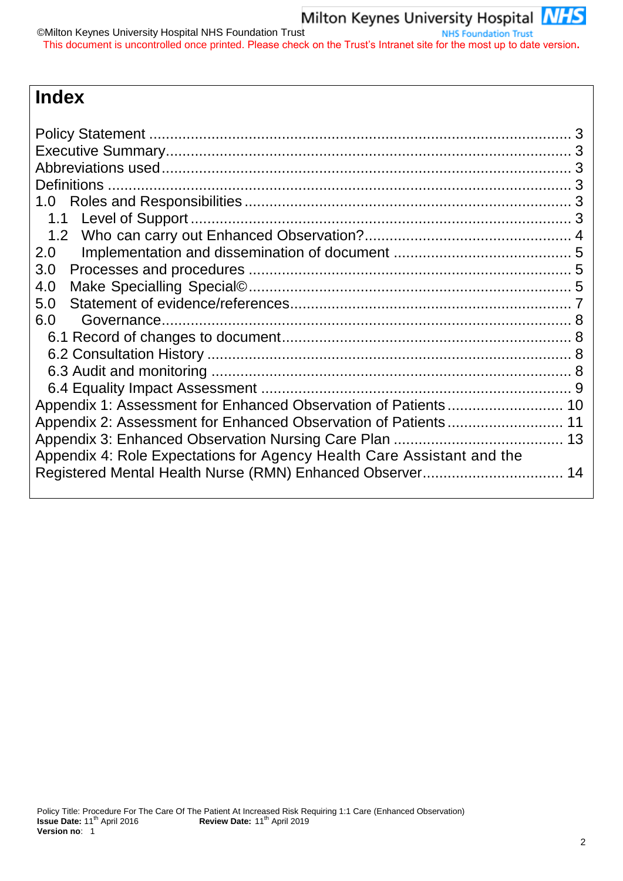# Index

Policy Statement ........................................................................................ 3
Executive Summary ...................................................................................... 3
Abbreviations used ..................................................................................... 3
Definitions .................................................................................................. 3
1.0 Roles and Responsibilities ..................................................................... 3
  1.1 Level of Support ................................................................................. 3
  1.2 Who can carry out Enhanced Observation? ......................................... 4
2.0 Implementation and dissemination of document ....................................... 5
3.0 Processes and procedures ...................................................................... 5
4.0 Make Specialling Special© ...................................................................... 5
5.0 Statement of evidence/references ............................................................ 7
6.0 Governance ............................................................................................ 8
  6.1 Record of changes to document ........................................................... 8
  6.2 Consultation History ........................................................................... 8
  6.3 Audit and monitoring ........................................................................... 8
  6.4 Equality Impact Assessment ................................................................ 9
Appendix 1: Assessment for Enhanced Observation of Patients ........................ 10
Appendix 2: Assessment for Enhanced Observation of Patients ........................ 11
Appendix 3: Enhanced Observation Nursing Care Plan ..................................... 13
Appendix 4: Role Expectations for Agency Health Care Assistant and the Registered Mental Health Nurse (RMN) Enhanced Observer ............................... 14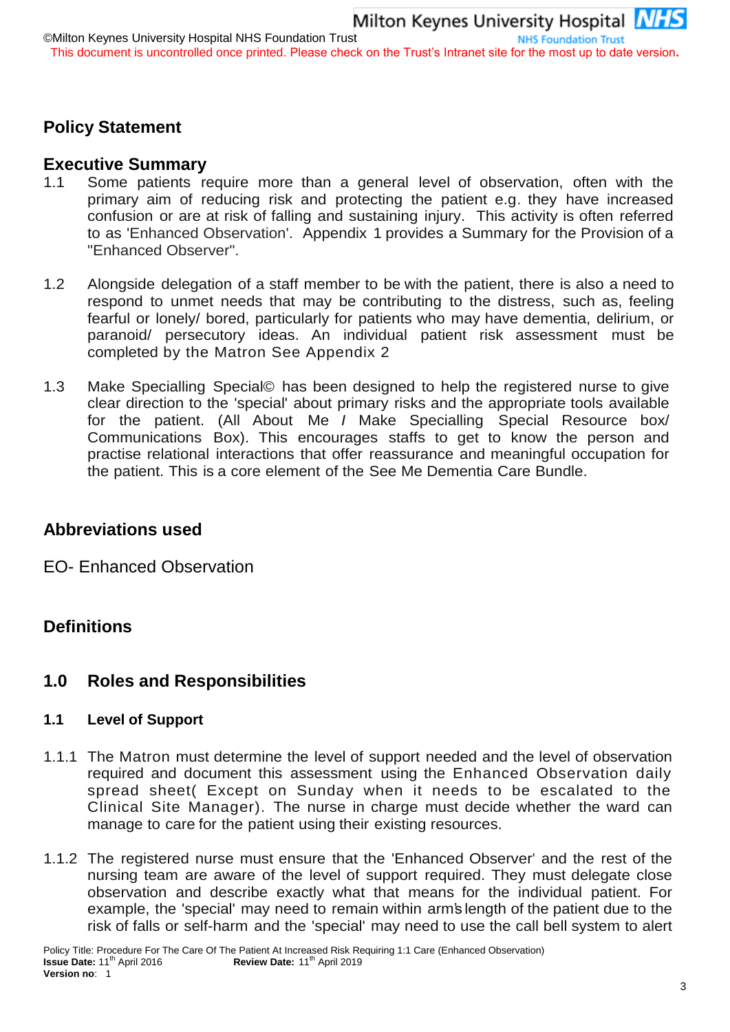## Policy Statement

## Executive Summary

1.1 Some patients require more than a general level of observation, often with the primary aim of reducing risk and protecting the patient e.g. they have increased confusion or are at risk of falling and sustaining injury. This activity is often referred to as 'Enhanced Observation'. Appendix 1 provides a Summary for the Provision of a "Enhanced Observer".

1.2 Alongside delegation of a staff member to be with the patient, there is also a need to respond to unmet needs that may be contributing to the distress, such as, feeling fearful or lonely/ bored, particularly for patients who may have dementia, delirium, or paranoid/ persecutory ideas. An individual patient risk assessment must be completed by the Matron See Appendix 2

1.3 Make Specialling Special© has been designed to help the registered nurse to give clear direction to the 'special' about primary risks and the appropriate tools available for the patient. (All About Me / Make Specialling Special Resource box/ Communications Box). This encourages staffs to get to know the person and practise relational interactions that offer reassurance and meaningful occupation for the patient. This is a core element of the See Me Dementia Care Bundle.

## Abbreviations used

EO- Enhanced Observation

## Definitions

## 1.0 Roles and Responsibilities

### 1.1 Level of Support

1.1.1 The Matron must determine the level of support needed and the level of observation required and document this assessment using the Enhanced Observation daily spread sheet( Except on Sunday when it needs to be escalated to the Clinical Site Manager). The nurse in charge must decide whether the ward can manage to care for the patient using their existing resources.

1.1.2 The registered nurse must ensure that the 'Enhanced Observer' and the rest of the nursing team are aware of the level of support required. They must delegate close observation and describe exactly what that means for the individual patient. For example, the 'special' may need to remain within arm's length of the patient due to the risk of falls or self-harm and the 'special' may need to use the call bell system to alert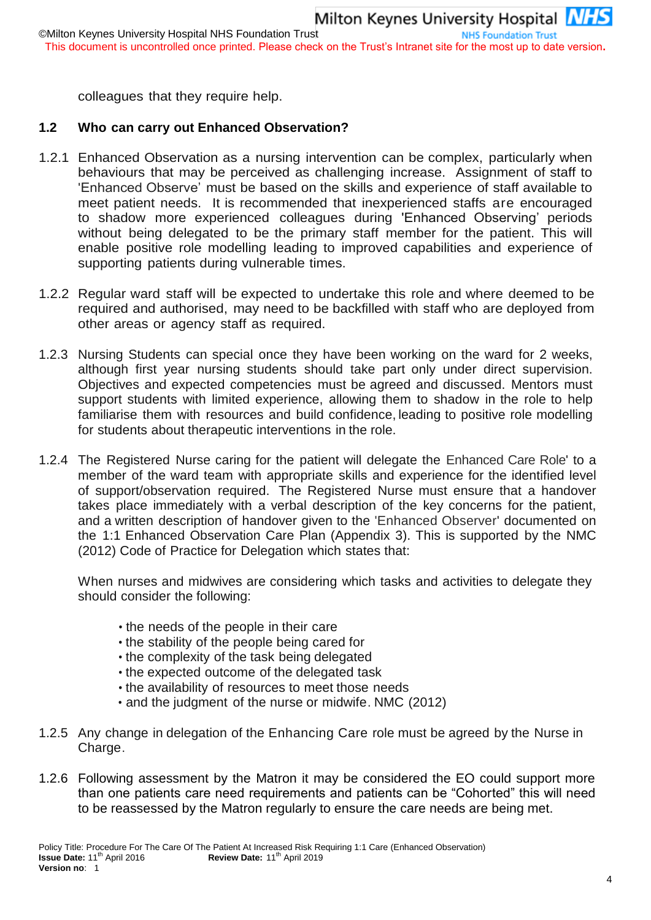colleagues that they require help.

### 1.2 Who can carry out Enhanced Observation?

1.2.1 Enhanced Observation as a nursing intervention can be complex, particularly when behaviours that may be perceived as challenging increase. Assignment of staff to 'Enhanced Observe' must be based on the skills and experience of staff available to meet patient needs. It is recommended that inexperienced staffs are encouraged to shadow more experienced colleagues during 'Enhanced Observing' periods without being delegated to be the primary staff member for the patient. This will enable positive role modelling leading to improved capabilities and experience of supporting patients during vulnerable times.

1.2.2 Regular ward staff will be expected to undertake this role and where deemed to be required and authorised, may need to be backfilled with staff who are deployed from other areas or agency staff as required.

1.2.3 Nursing Students can special once they have been working on the ward for 2 weeks, although first year nursing students should take part only under direct supervision. Objectives and expected competencies must be agreed and discussed. Mentors must support students with limited experience, allowing them to shadow in the role to help familiarise them with resources and build confidence, leading to positive role modelling for students about therapeutic interventions in the role.

1.2.4 The Registered Nurse caring for the patient will delegate the Enhanced Care Role' to a member of the ward team with appropriate skills and experience for the identified level of support/observation required. The Registered Nurse must ensure that a handover takes place immediately with a verbal description of the key concerns for the patient, and a written description of handover given to the 'Enhanced Observer' documented on the 1:1 Enhanced Observation Care Plan (Appendix 3). This is supported by the NMC (2012) Code of Practice for Delegation which states that:

When nurses and midwives are considering which tasks and activities to delegate they should consider the following:

- the needs of the people in their care
- the stability of the people being cared for
- the complexity of the task being delegated
- the expected outcome of the delegated task
- the availability of resources to meet those needs
- and the judgment of the nurse or midwife. NMC (2012)

1.2.5 Any change in delegation of the Enhancing Care role must be agreed by the Nurse in Charge.

1.2.6 Following assessment by the Matron it may be considered the EO could support more than one patients care need requirements and patients can be “Cohorted” this will need to be reassessed by the Matron regularly to ensure the care needs are being met.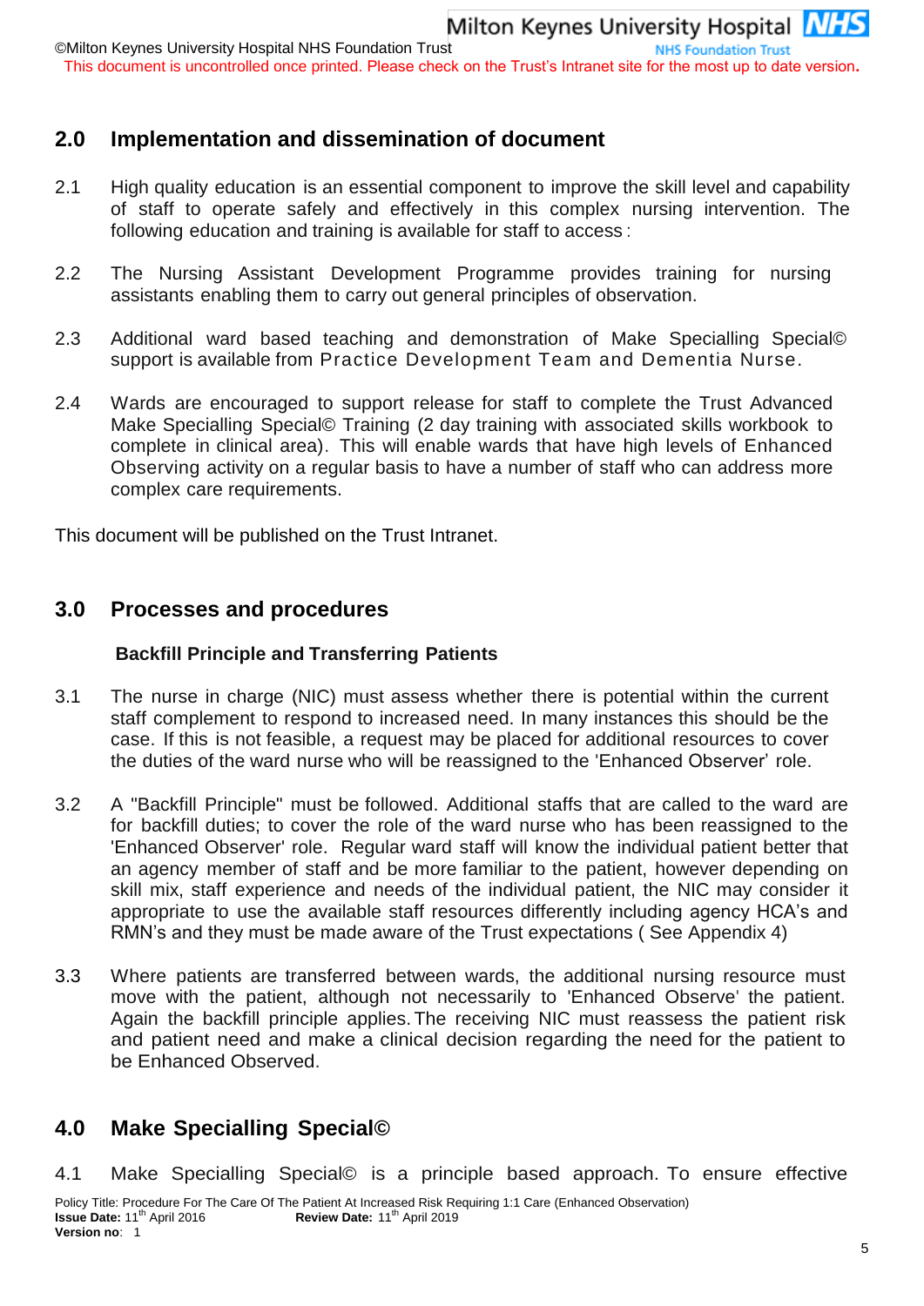## 2.0 Implementation and dissemination of document

2.1 High quality education is an essential component to improve the skill level and capability of staff to operate safely and effectively in this complex nursing intervention. The following education and training is available for staff to access :

2.2 The Nursing Assistant Development Programme provides training for nursing assistants enabling them to carry out general principles of observation.

2.3 Additional ward based teaching and demonstration of Make Specialling Special© support is available from Practice Development Team and Dementia Nurse.

2.4 Wards are encouraged to support release for staff to complete the Trust Advanced Make Specialling Special© Training (2 day training with associated skills workbook to complete in clinical area). This will enable wards that have high levels of Enhanced Observing activity on a regular basis to have a number of staff who can address more complex care requirements.

This document will be published on the Trust Intranet.

## 3.0 Processes and procedures

### Backfill Principle and Transferring Patients

3.1 The nurse in charge (NIC) must assess whether there is potential within the current staff complement to respond to increased need. In many instances this should be the case. If this is not feasible, a request may be placed for additional resources to cover the duties of the ward nurse who will be reassigned to the 'Enhanced Observer' role.

3.2 A "Backfill Principle" must be followed. Additional staffs that are called to the ward are for backfill duties; to cover the role of the ward nurse who has been reassigned to the 'Enhanced Observer' role. Regular ward staff will know the individual patient better that an agency member of staff and be more familiar to the patient, however depending on skill mix, staff experience and needs of the individual patient, the NIC may consider it appropriate to use the available staff resources differently including agency HCA's and RMN's and they must be made aware of the Trust expectations ( See Appendix 4)

3.3 Where patients are transferred between wards, the additional nursing resource must move with the patient, although not necessarily to 'Enhanced Observe' the patient. Again the backfill principle applies. The receiving NIC must reassess the patient risk and patient need and make a clinical decision regarding the need for the patient to be Enhanced Observed.

## 4.0 Make Specialling Special©

4.1 Make Specialling Special© is a principle based approach. To ensure effective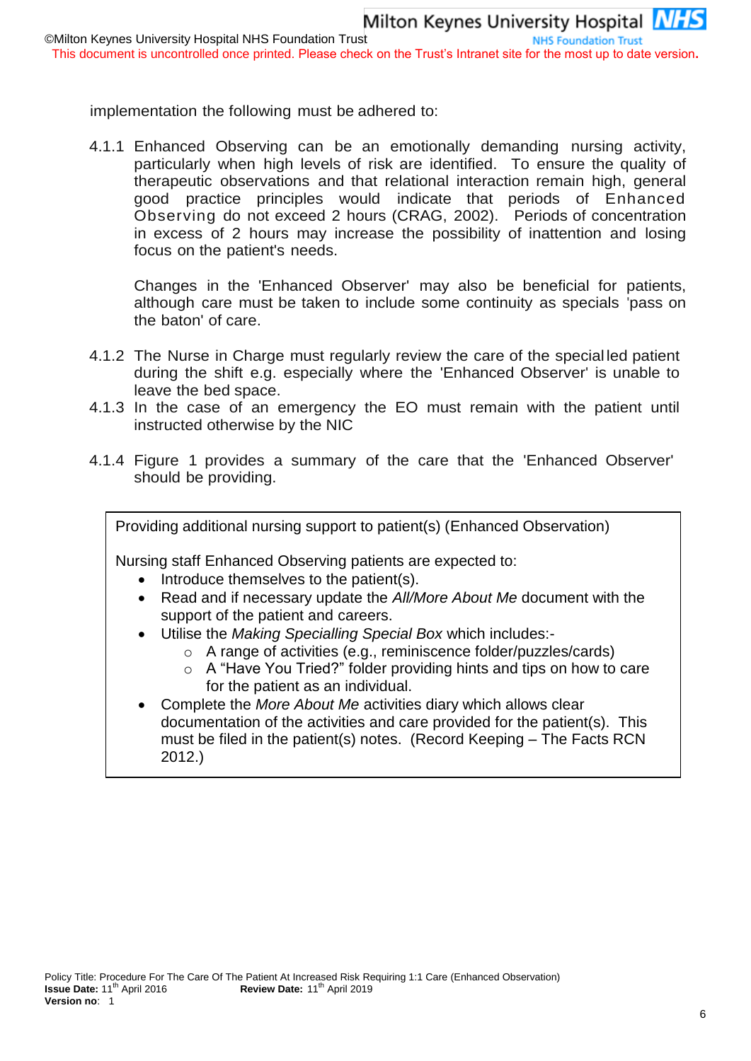implementation the following must be adhered to:

4.1.1 Enhanced Observing can be an emotionally demanding nursing activity, particularly when high levels of risk are identified. To ensure the quality of therapeutic observations and that relational interaction remain high, general good practice principles would indicate that periods of Enhanced Observing do not exceed 2 hours (CRAG, 2002). Periods of concentration in excess of 2 hours may increase the possibility of inattention and losing focus on the patient's needs.

Changes in the 'Enhanced Observer' may also be beneficial for patients, although care must be taken to include some continuity as specials 'pass on the baton' of care.

4.1.2 The Nurse in Charge must regularly review the care of the specialled patient during the shift e.g. especially where the 'Enhanced Observer' is unable to leave the bed space.

4.1.3 In the case of an emergency the EO must remain with the patient until instructed otherwise by the NIC

4.1.4 Figure 1 provides a summary of the care that the 'Enhanced Observer' should be providing.

Providing additional nursing support to patient(s) (Enhanced Observation)

Nursing staff Enhanced Observing patients are expected to:

- Introduce themselves to the patient(s).
- Read and if necessary update the *All/More About Me* document with the support of the patient and careers.
- Utilise the *Making Specialling Special Box* which includes:-
  - A range of activities (e.g., reminiscence folder/puzzles/cards)
  - A "Have You Tried?" folder providing hints and tips on how to care for the patient as an individual.
- Complete the *More About Me* activities diary which allows clear documentation of the activities and care provided for the patient(s). This must be filed in the patient(s) notes. (Record Keeping – The Facts RCN 2012.)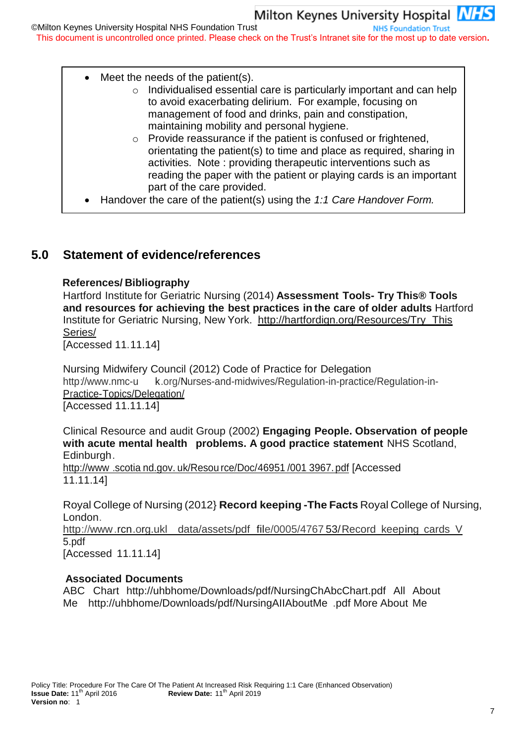- Meet the needs of the patient(s).
    - Individualised essential care is particularly important and can help to avoid exacerbating delirium. For example, focusing on management of food and drinks, pain and constipation, maintaining mobility and personal hygiene.
    - Provide reassurance if the patient is confused or frightened, orientating the patient(s) to time and place as required, sharing in activities. Note : providing therapeutic interventions such as reading the paper with the patient or playing cards is an important part of the care provided.
- Handover the care of the patient(s) using the *1:1 Care Handover Form.*

## 5.0 Statement of evidence/references

**References/ Bibliography**

Hartford Institute for Geriatric Nursing (2014) **Assessment Tools- Try This® Tools and resources for achieving the best practices in the care of older adults** Hartford Institute for Geriatric Nursing, New York. http://hartfordign.org/Resources/Try_This Series/
[Accessed 11.11.14]

Nursing Midwifery Council (2012) Code of Practice for Delegation
http://www.nmc-uk.org/Nurses-and-midwives/Regulation-in-practice/Regulation-in-Practice-Topics/Delegation/
[Accessed 11.11.14]

Clinical Resource and audit Group (2002) **Engaging People. Observation of people with acute mental health problems. A good practice statement** NHS Scotland, Edinburgh.
http://www.scotland.gov.uk/Resource/Doc/46951/0013967.pdf [Accessed 11.11.14]

Royal College of Nursing (2012} **Record keeping -The Facts** Royal College of Nursing, London.
http://www.rcn.org.ukl_data/assets/pdf_file/0005/476753/Record_keeping_cards_V5.pdf
[Accessed 11.11.14]

**Associated Documents**

ABC Chart http://uhbhome/Downloads/pdf/NursingChAbcChart.pdf All About Me http://uhbhome/Downloads/pdf/NursingAllAboutMe .pdf More About Me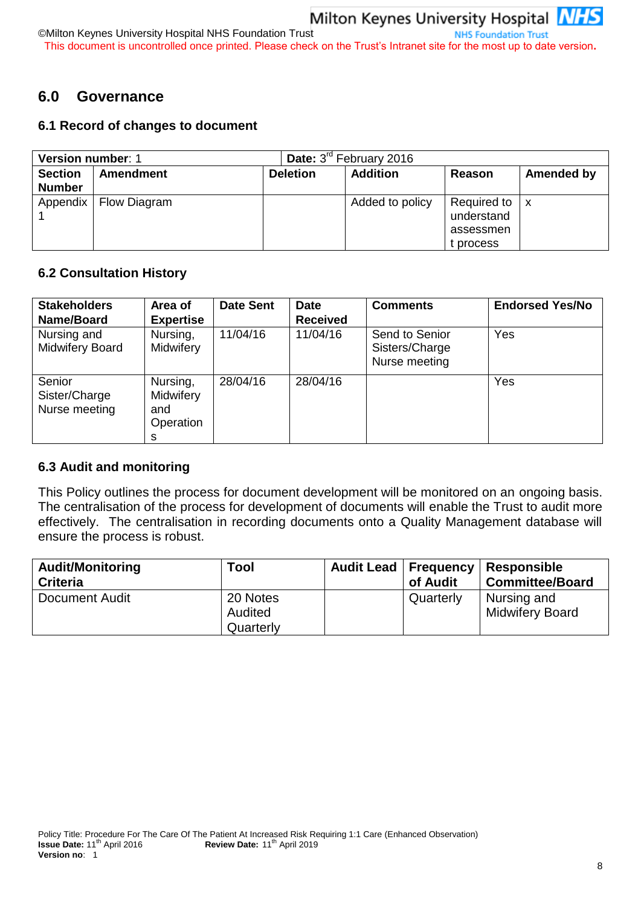## 6.0 Governance

### 6.1 Record of changes to document

| **Version number**: 1 | | | **Date:** 3rd February 2016 | | |
|---|---|---|---|---|---|
| **Section Number** | **Amendment** | **Deletion** | **Addition** | **Reason** | **Amended by** |
| Appendix 1 | Flow Diagram | | Added to policy | Required to understand assessment process | x |

### 6.2 Consultation History

| Stakeholders Name/Board | Area of Expertise | Date Sent | Date Received | Comments | Endorsed Yes/No |
|---|---|---|---|---|---|
| Nursing and Midwifery Board | Nursing, Midwifery | 11/04/16 | 11/04/16 | Send to Senior Sisters/Charge Nurse meeting | Yes |
| Senior Sister/Charge Nurse meeting | Nursing, Midwifery and Operations | 28/04/16 | 28/04/16 | | Yes |

### 6.3 Audit and monitoring

This Policy outlines the process for document development will be monitored on an ongoing basis. The centralisation of the process for development of documents will enable the Trust to audit more effectively. The centralisation in recording documents onto a Quality Management database will ensure the process is robust.

| Audit/Monitoring Criteria | Tool | Audit Lead | Frequency of Audit | Responsible Committee/Board |
|---|---|---|---|---|
| Document Audit | 20 Notes Audited Quarterly | | Quarterly | Nursing and Midwifery Board |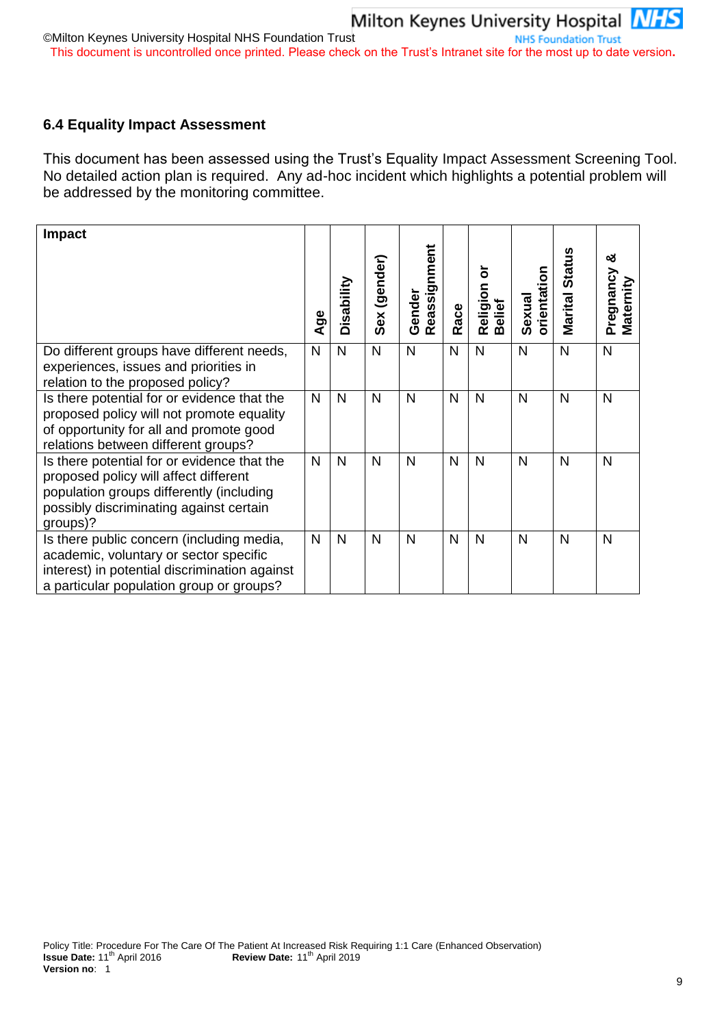### 6.4 Equality Impact Assessment

This document has been assessed using the Trust's Equality Impact Assessment Screening Tool. No detailed action plan is required. Any ad-hoc incident which highlights a potential problem will be addressed by the monitoring committee.

| Impact | Age | Disability | Sex (gender) | Gender Reassignment | Race | Religion or Belief | Sexual orientation | Marital Status | Pregnancy & Maternity |
|---|---|---|---|---|---|---|---|---|---|
| Do different groups have different needs, experiences, issues and priorities in relation to the proposed policy? | N | N | N | N | N | N | N | N | N |
| Is there potential for or evidence that the proposed policy will not promote equality of opportunity for all and promote good relations between different groups? | N | N | N | N | N | N | N | N | N |
| Is there potential for or evidence that the proposed policy will affect different population groups differently (including possibly discriminating against certain groups)? | N | N | N | N | N | N | N | N | N |
| Is there public concern (including media, academic, voluntary or sector specific interest) in potential discrimination against a particular population group or groups? | N | N | N | N | N | N | N | N | N |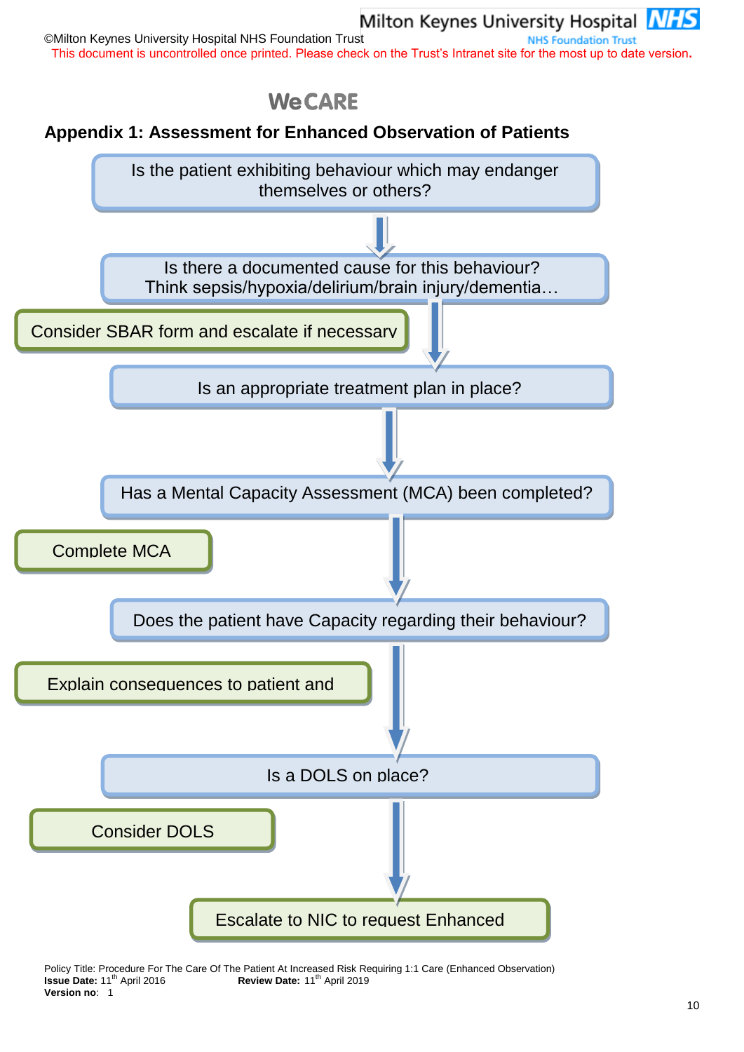This document is uncontrolled once printed. Please check on the Trust's Intranet site for the most up to date version.

**We CARE**

## Appendix 1: Assessment for Enhanced Observation of Patients

Is the patient exhibiting behaviour which may endanger themselves or others?

↓

Is there a documented cause for this behaviour? Think sepsis/hypoxia/delirium/brain injury/dementia…

Consider SBAR form and escalate if necessary

↓

Is an appropriate treatment plan in place?

↓

Has a Mental Capacity Assessment (MCA) been completed?

Complete MCA

↓

Does the patient have Capacity regarding their behaviour?

Explain consequences to patient and

↓

Is a DOLS on place?

Consider DOLS

↓

Escalate to NIC to request Enhanced

Policy Title: Procedure For The Care Of The Patient At Increased Risk Requiring 1:1 Care (Enhanced Observation)
**Issue Date:** 11th April 2016 **Review Date:** 11th April 2019
**Version no**: 1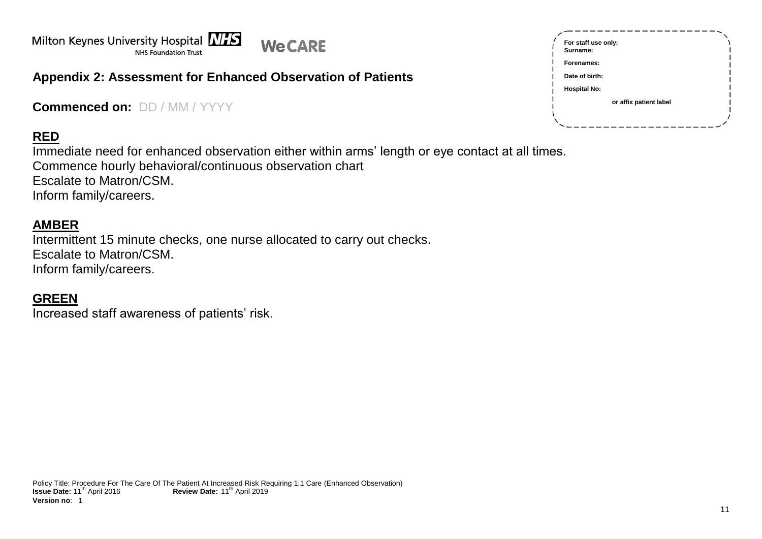Milton Keynes University Hospital NHS
NHS Foundation Trust

WeCARE

## Appendix 2: Assessment for Enhanced Observation of Patients

**Commenced on:** DD / MM / YYYY

**For staff use only:**
**Surname:**
**Forenames:**
**Date of birth:**
**Hospital No:**
**or affix patient label**

### RED

Immediate need for enhanced observation either within arms' length or eye contact at all times.
Commence hourly behavioral/continuous observation chart
Escalate to Matron/CSM.
Inform family/careers.

### AMBER

Intermittent 15 minute checks, one nurse allocated to carry out checks.
Escalate to Matron/CSM.
Inform family/careers.

### GREEN

Increased staff awareness of patients' risk.

Policy Title: Procedure For The Care Of The Patient At Increased Risk Requiring 1:1 Care (Enhanced Observation)
**Issue Date:** 11th April 2016 **Review Date:** 11th April 2019
**Version no**: 1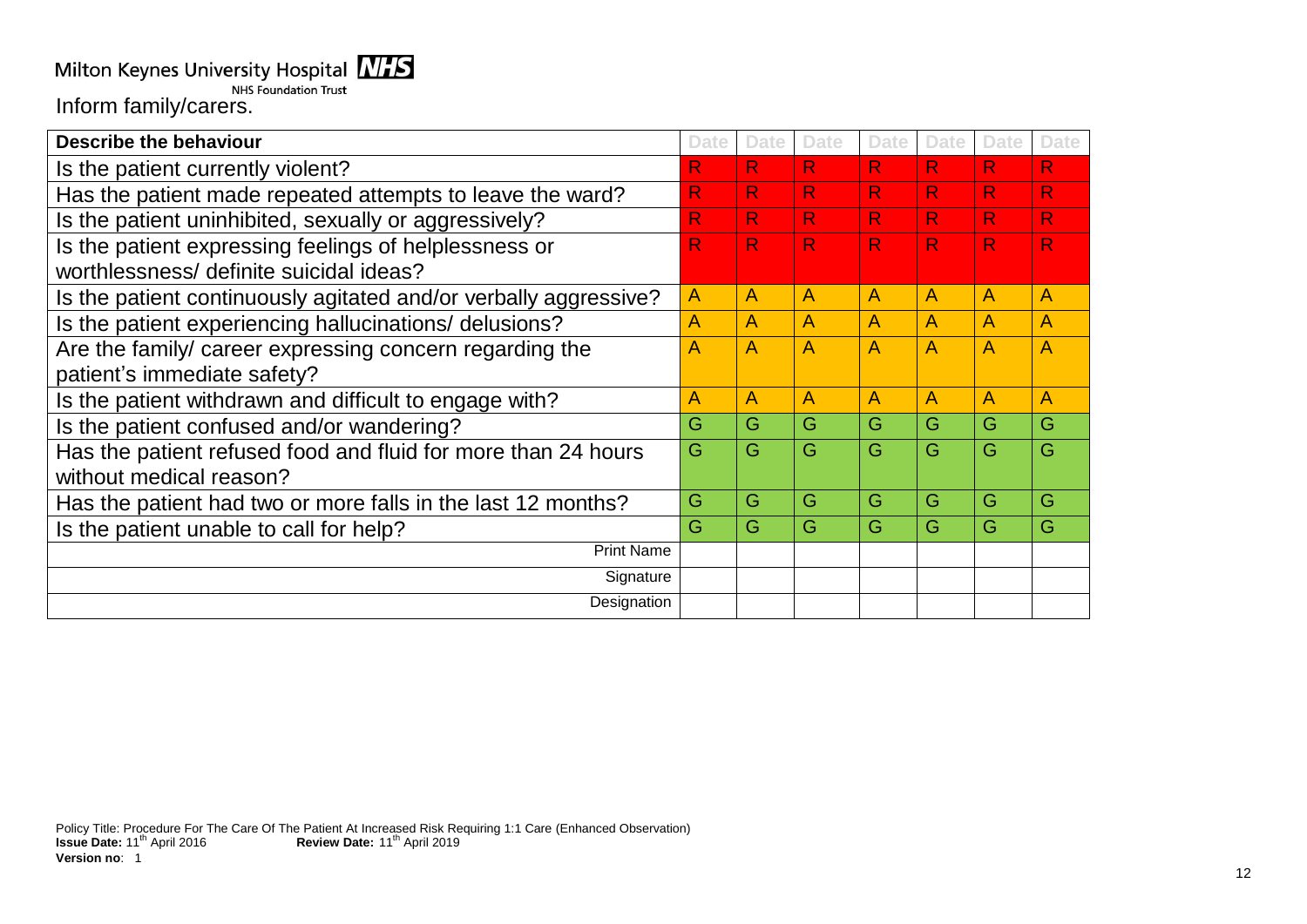Inform family/carers.

| Describe the behaviour | Date | Date | Date | Date | Date | Date | Date |
|---|---|---|---|---|---|---|---|
| Is the patient currently violent? | R | R | R | R | R | R | R |
| Has the patient made repeated attempts to leave the ward? | R | R | R | R | R | R | R |
| Is the patient uninhibited, sexually or aggressively? | R | R | R | R | R | R | R |
| Is the patient expressing feelings of helplessness or worthlessness/ definite suicidal ideas? | R | R | R | R | R | R | R |
| Is the patient continuously agitated and/or verbally aggressive? | A | A | A | A | A | A | A |
| Is the patient experiencing hallucinations/ delusions? | A | A | A | A | A | A | A |
| Are the family/ career expressing concern regarding the patient's immediate safety? | A | A | A | A | A | A | A |
| Is the patient withdrawn and difficult to engage with? | A | A | A | A | A | A | A |
| Is the patient confused and/or wandering? | G | G | G | G | G | G | G |
| Has the patient refused food and fluid for more than 24 hours without medical reason? | G | G | G | G | G | G | G |
| Has the patient had two or more falls in the last 12 months? | G | G | G | G | G | G | G |
| Is the patient unable to call for help? | G | G | G | G | G | G | G |
| Print Name | | | | | | | |
| Signature | | | | | | | |
| Designation | | | | | | | |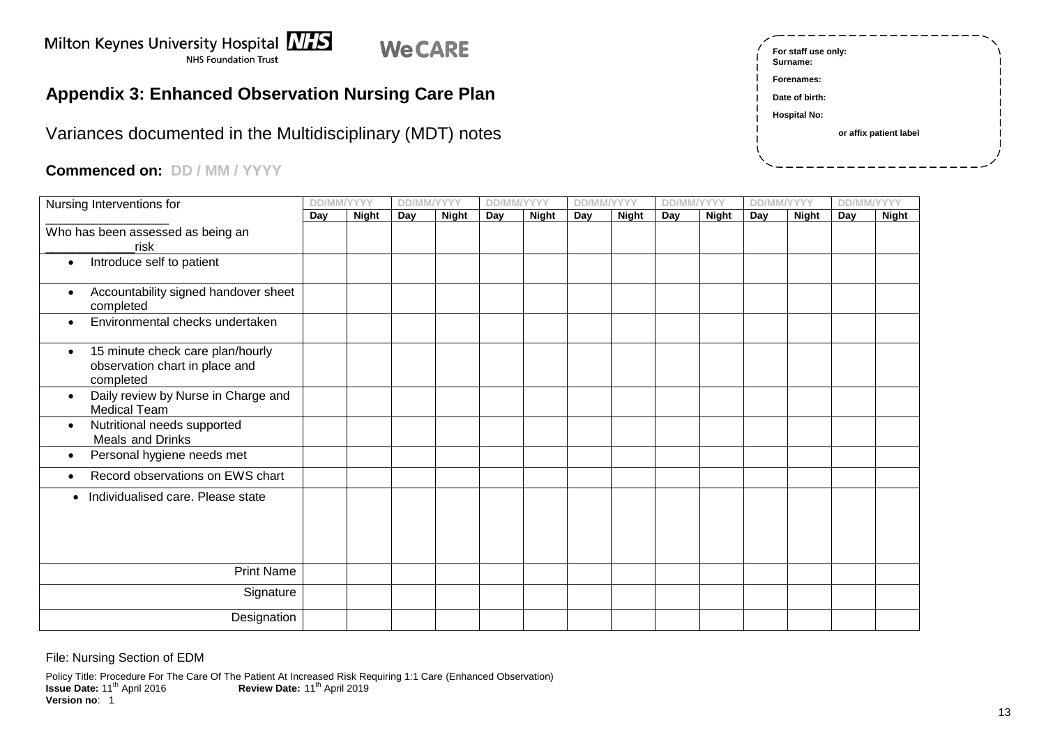Milton Keynes University Hospital NHS
NHS Foundation Trust

We CARE

> For staff use only:
> **Surname:**
> **Forenames:**
> **Date of birth:**
> **Hospital No:**
> or affix patient label

## Appendix 3: Enhanced Observation Nursing Care Plan

Variances documented in the Multidisciplinary (MDT) notes

**Commenced on:** DD / MM / YYYY

| Nursing Interventions for ________________ | DD/MM/YYYY | | DD/MM/YYYY | | DD/MM/YYYY | | DD/MM/YYYY | | DD/MM/YYYY | | DD/MM/YYYY | | DD/MM/YYYY | |
|---|---|---|---|---|---|---|---|---|---|---|---|---|---|---|
| | **Day** | **Night** | **Day** | **Night** | **Day** | **Night** | **Day** | **Night** | **Day** | **Night** | **Day** | **Night** | **Day** | **Night** |
| Who has been assessed as being an ____________risk | | | | | | | | | | | | | | |
| • Introduce self to patient | | | | | | | | | | | | | | |
| • Accountability signed handover sheet completed | | | | | | | | | | | | | | |
| • Environmental checks undertaken | | | | | | | | | | | | | | |
| • 15 minute check care plan/hourly observation chart in place and completed | | | | | | | | | | | | | | |
| • Daily review by Nurse in Charge and Medical Team | | | | | | | | | | | | | | |
| • Nutritional needs supported Meals and Drinks | | | | | | | | | | | | | | |
| • Personal hygiene needs met | | | | | | | | | | | | | | |
| • Record observations on EWS chart | | | | | | | | | | | | | | |
| • Individualised care. Please state | | | | | | | | | | | | | | |
| Print Name | | | | | | | | | | | | | | |
| Signature | | | | | | | | | | | | | | |
| Designation | | | | | | | | | | | | | | |

File: Nursing Section of EDM

Policy Title: Procedure For The Care Of The Patient At Increased Risk Requiring 1:1 Care (Enhanced Observation)
**Issue Date:** 11th April 2016 **Review Date:** 11th April 2019
**Version no**: 1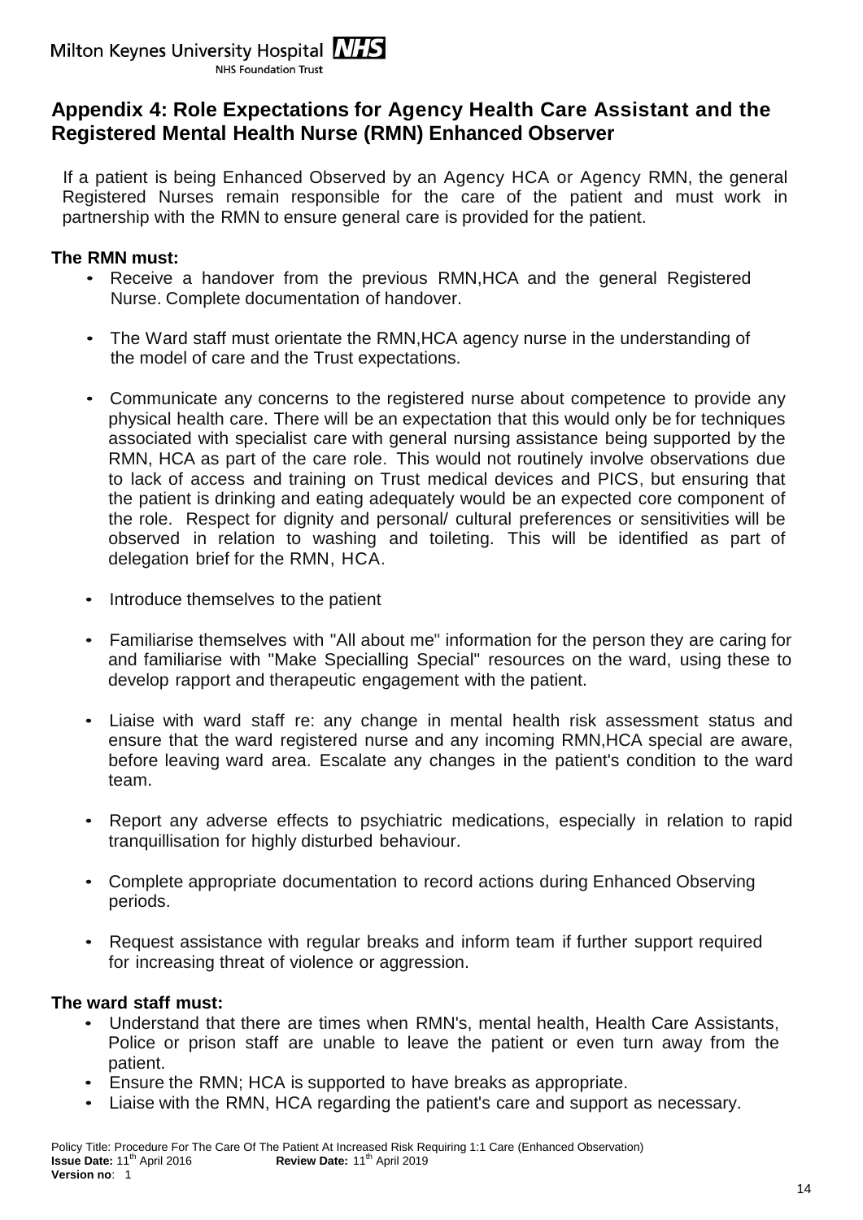## Appendix 4: Role Expectations for Agency Health Care Assistant and the Registered Mental Health Nurse (RMN) Enhanced Observer

If a patient is being Enhanced Observed by an Agency HCA or Agency RMN, the general Registered Nurses remain responsible for the care of the patient and must work in partnership with the RMN to ensure general care is provided for the patient.

**The RMN must:**

- Receive a handover from the previous RMN,HCA and the general Registered Nurse. Complete documentation of handover.
- The Ward staff must orientate the RMN,HCA agency nurse in the understanding of the model of care and the Trust expectations.
- Communicate any concerns to the registered nurse about competence to provide any physical health care. There will be an expectation that this would only be for techniques associated with specialist care with general nursing assistance being supported by the RMN, HCA as part of the care role. This would not routinely involve observations due to lack of access and training on Trust medical devices and PICS, but ensuring that the patient is drinking and eating adequately would be an expected core component of the role. Respect for dignity and personal/ cultural preferences or sensitivities will be observed in relation to washing and toileting. This will be identified as part of delegation brief for the RMN, HCA.
- Introduce themselves to the patient
- Familiarise themselves with "All about me" information for the person they are caring for and familiarise with "Make Specialling Special" resources on the ward, using these to develop rapport and therapeutic engagement with the patient.
- Liaise with ward staff re: any change in mental health risk assessment status and ensure that the ward registered nurse and any incoming RMN,HCA special are aware, before leaving ward area. Escalate any changes in the patient's condition to the ward team.
- Report any adverse effects to psychiatric medications, especially in relation to rapid tranquillisation for highly disturbed behaviour.
- Complete appropriate documentation to record actions during Enhanced Observing periods.
- Request assistance with regular breaks and inform team if further support required for increasing threat of violence or aggression.

**The ward staff must:**

- Understand that there are times when RMN's, mental health, Health Care Assistants, Police or prison staff are unable to leave the patient or even turn away from the patient.
- Ensure the RMN; HCA is supported to have breaks as appropriate.
- Liaise with the RMN, HCA regarding the patient's care and support as necessary.